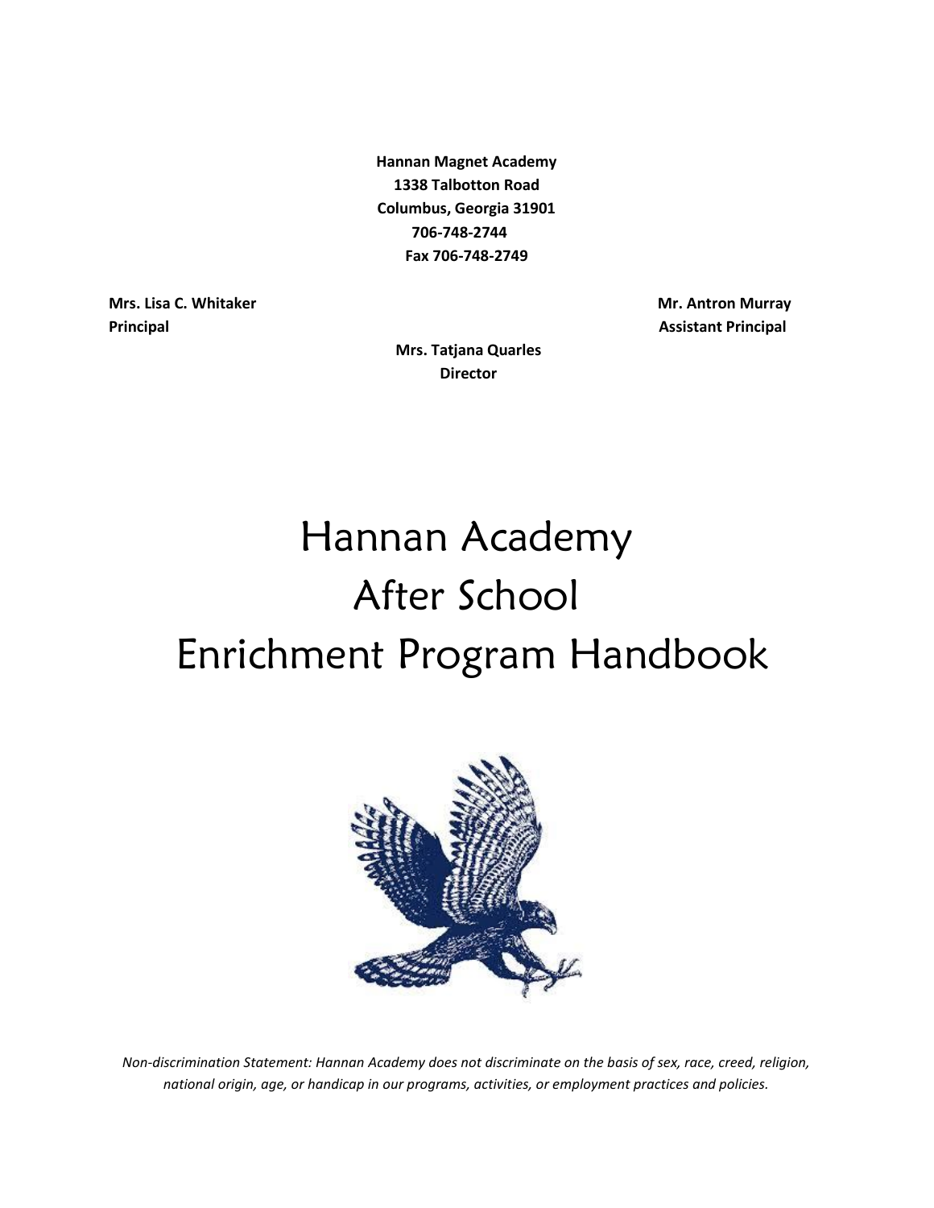**Hannan Magnet Academy**
**1338 Talbotton Road**
**Columbus, Georgia 31901**
**706-748-2744**
**Fax 706-748-2749**

**Mrs. Lisa C. Whitaker**
**Principal**

**Mr. Antron Murray**
**Assistant Principal**

**Mrs. Tatjana Quarles**
**Director**

# Hannan Academy After School Enrichment Program Handbook

*Non-discrimination Statement: Hannan Academy does not discriminate on the basis of sex, race, creed, religion, national origin, age, or handicap in our programs, activities, or employment practices and policies.*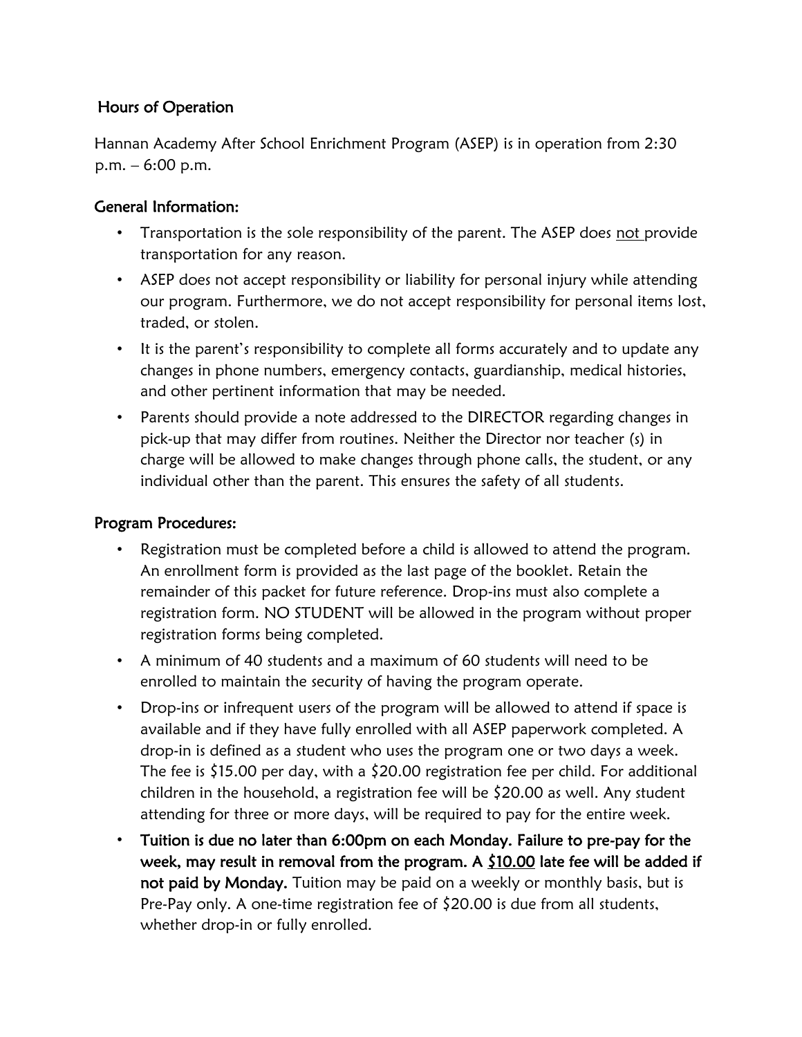## Hours of Operation

Hannan Academy After School Enrichment Program (ASEP) is in operation from 2:30 p.m. – 6:00 p.m.

## General Information:

- Transportation is the sole responsibility of the parent. The ASEP does <u>not</u> provide transportation for any reason.
- ASEP does not accept responsibility or liability for personal injury while attending our program. Furthermore, we do not accept responsibility for personal items lost, traded, or stolen.
- It is the parent's responsibility to complete all forms accurately and to update any changes in phone numbers, emergency contacts, guardianship, medical histories, and other pertinent information that may be needed.
- Parents should provide a note addressed to the DIRECTOR regarding changes in pick-up that may differ from routines. Neither the Director nor teacher (s) in charge will be allowed to make changes through phone calls, the student, or any individual other than the parent. This ensures the safety of all students.

## Program Procedures:

- Registration must be completed before a child is allowed to attend the program. An enrollment form is provided as the last page of the booklet. Retain the remainder of this packet for future reference. Drop-ins must also complete a registration form. NO STUDENT will be allowed in the program without proper registration forms being completed.
- A minimum of 40 students and a maximum of 60 students will need to be enrolled to maintain the security of having the program operate.
- Drop-ins or infrequent users of the program will be allowed to attend if space is available and if they have fully enrolled with all ASEP paperwork completed. A drop-in is defined as a student who uses the program one or two days a week. The fee is $15.00 per day, with a $20.00 registration fee per child. For additional children in the household, a registration fee will be $20.00 as well. Any student attending for three or more days, will be required to pay for the entire week.
- **Tuition is due no later than 6:00pm on each Monday. Failure to pre-pay for the week, may result in removal from the program. A <u>$10.00</u> late fee will be added if not paid by Monday.** Tuition may be paid on a weekly or monthly basis, but is Pre-Pay only. A one-time registration fee of $20.00 is due from all students, whether drop-in or fully enrolled.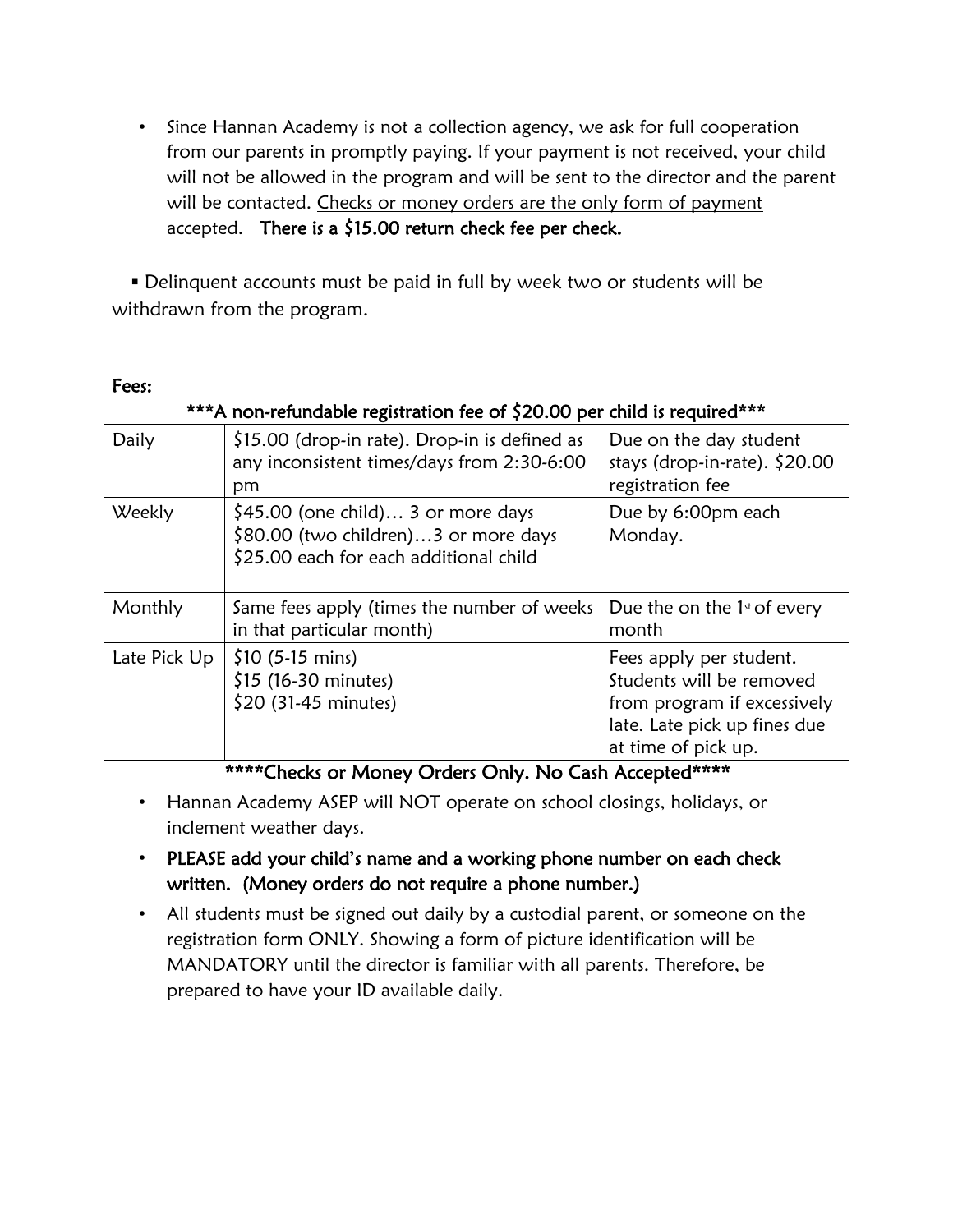- Since Hannan Academy is not a collection agency, we ask for full cooperation from our parents in promptly paying. If your payment is not received, your child will not be allowed in the program and will be sent to the director and the parent will be contacted. Checks or money orders are the only form of payment accepted. **There is a $15.00 return check fee per check.**

- Delinquent accounts must be paid in full by week two or students will be withdrawn from the program.

**Fees:**

**\*\*\*A non-refundable registration fee of $20.00 per child is required\*\*\***

| | | |
|---|---|---|
| Daily | $15.00 (drop-in rate). Drop-in is defined as any inconsistent times/days from 2:30-6:00 pm | Due on the day student stays (drop-in-rate). $20.00 registration fee |
| Weekly | $45.00 (one child)… 3 or more days<br>$80.00 (two children)…3 or more days<br>$25.00 each for each additional child | Due by 6:00pm each Monday. |
| Monthly | Same fees apply (times the number of weeks in that particular month) | Due the on the 1st of every month |
| Late Pick Up | $10 (5-15 mins)<br>$15 (16-30 minutes)<br>$20 (31-45 minutes) | Fees apply per student. Students will be removed from program if excessively late. Late pick up fines due at time of pick up. |

**\*\*\*\*Checks or Money Orders Only. No Cash Accepted\*\*\*\***

- Hannan Academy ASEP will NOT operate on school closings, holidays, or inclement weather days.
- **PLEASE add your child's name and a working phone number on each check written. (Money orders do not require a phone number.)**
- All students must be signed out daily by a custodial parent, or someone on the registration form ONLY. Showing a form of picture identification will be MANDATORY until the director is familiar with all parents. Therefore, be prepared to have your ID available daily.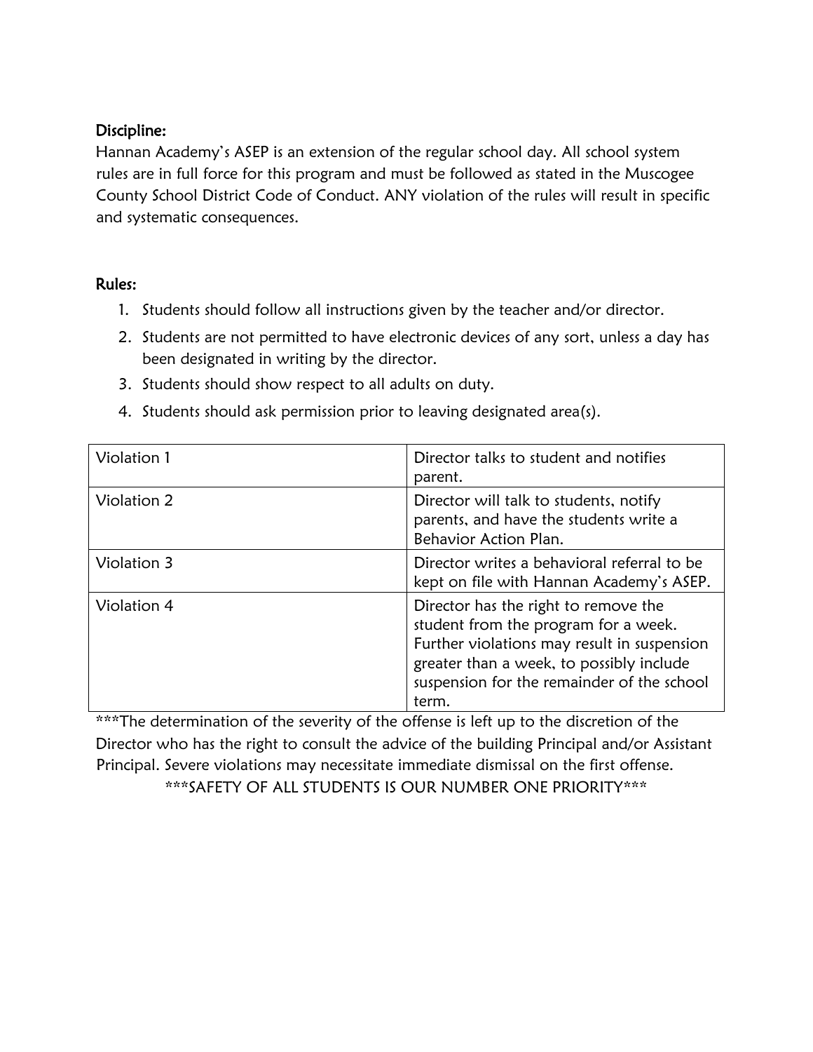**Discipline:**
Hannan Academy's ASEP is an extension of the regular school day. All school system rules are in full force for this program and must be followed as stated in the Muscogee County School District Code of Conduct. ANY violation of the rules will result in specific and systematic consequences.

**Rules:**

1. Students should follow all instructions given by the teacher and/or director.
2. Students are not permitted to have electronic devices of any sort, unless a day has been designated in writing by the director.
3. Students should show respect to all adults on duty.
4. Students should ask permission prior to leaving designated area(s).

| | |
|---|---|
| Violation 1 | Director talks to student and notifies parent. |
| Violation 2 | Director will talk to students, notify parents, and have the students write a Behavior Action Plan. |
| Violation 3 | Director writes a behavioral referral to be kept on file with Hannan Academy's ASEP. |
| Violation 4 | Director has the right to remove the student from the program for a week. Further violations may result in suspension greater than a week, to possibly include suspension for the remainder of the school term. |

***The determination of the severity of the offense is left up to the discretion of the Director who has the right to consult the advice of the building Principal and/or Assistant Principal. Severe violations may necessitate immediate dismissal on the first offense.

***SAFETY OF ALL STUDENTS IS OUR NUMBER ONE PRIORITY***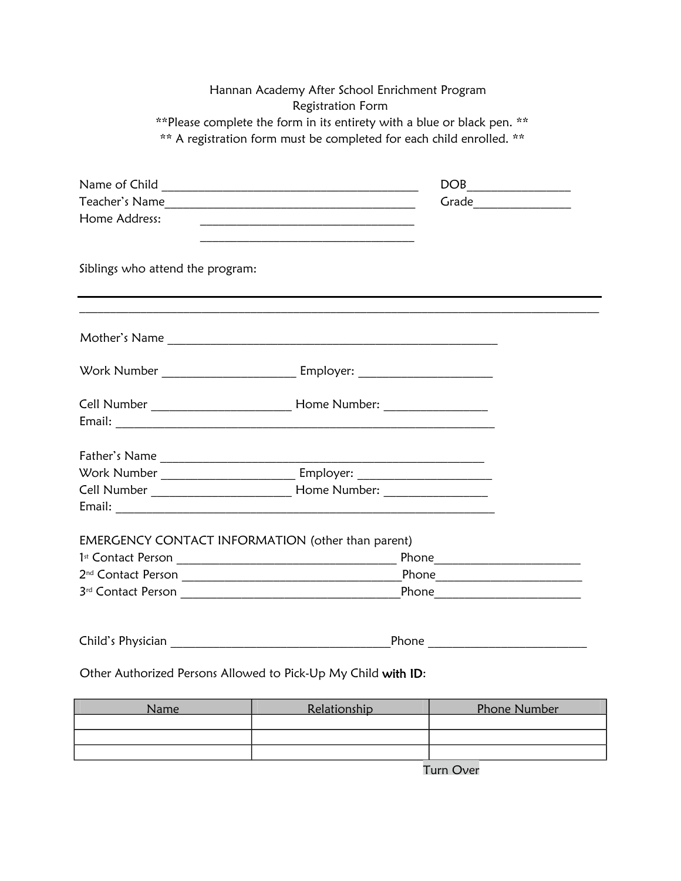Hannan Academy After School Enrichment Program

Registration Form

**Please complete the form in its entirety with a blue or black pen. **

** A registration form must be completed for each child enrolled. **

Name of Child ___________________________________________ DOB________________

Teacher's Name_________________________________________ Grade_______________

Home Address: ___________________________________

___________________________________

Siblings who attend the program:

_______________________________________________________________________________________

_______________________________________________________________________________________

Mother's Name ______________________________________________________

Work Number _____________________ Employer: _____________________

Cell Number ______________________ Home Number: ________________

Email: ______________________________________________________________

Father's Name ______________________________________________________

Work Number _____________________ Employer: _____________________

Cell Number ______________________ Home Number: ________________

Email: ______________________________________________________________

EMERGENCY CONTACT INFORMATION (other than parent)

1st Contact Person ___________________________________ Phone_______________________

2nd Contact Person ___________________________________Phone_______________________

3rd Contact Person ___________________________________Phone_______________________

Child's Physician ___________________________________Phone ________________________

Other Authorized Persons Allowed to Pick-Up My Child with ID:

| Name | Relationship | Phone Number |
| --- | --- | --- |
| | | |
| | | |
| | | |

Turn Over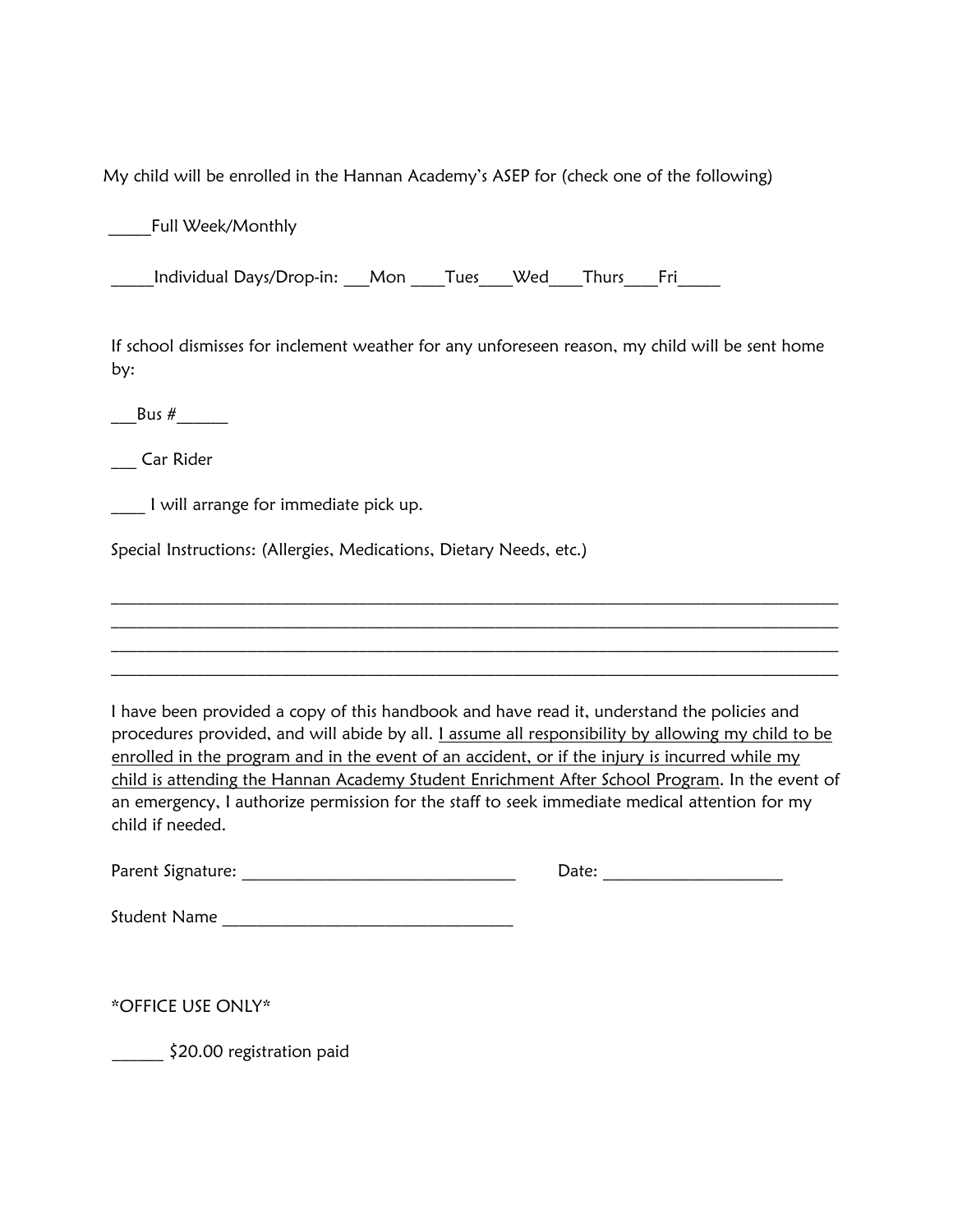My child will be enrolled in the Hannan Academy's ASEP for (check one of the following)

_____Full Week/Monthly

_____Individual Days/Drop-in: ___Mon ____Tues____Wed____Thurs____Fri_____

If school dismisses for inclement weather for any unforeseen reason, my child will be sent home by:

___Bus #______

___ Car Rider

____ I will arrange for immediate pick up.

Special Instructions: (Allergies, Medications, Dietary Needs, etc.)

______________________________________________________________________________________
______________________________________________________________________________________
______________________________________________________________________________________
______________________________________________________________________________________

I have been provided a copy of this handbook and have read it, understand the policies and procedures provided, and will abide by all. <u>I assume all responsibility by allowing my child to be enrolled in the program and in the event of an accident, or if the injury is incurred while my child is attending the Hannan Academy Student Enrichment After School Program</u>. In the event of an emergency, I authorize permission for the staff to seek immediate medical attention for my child if needed.

Parent Signature: _______________________________ Date: ____________________

Student Name _________________________________

*OFFICE USE ONLY*

______ $20.00 registration paid